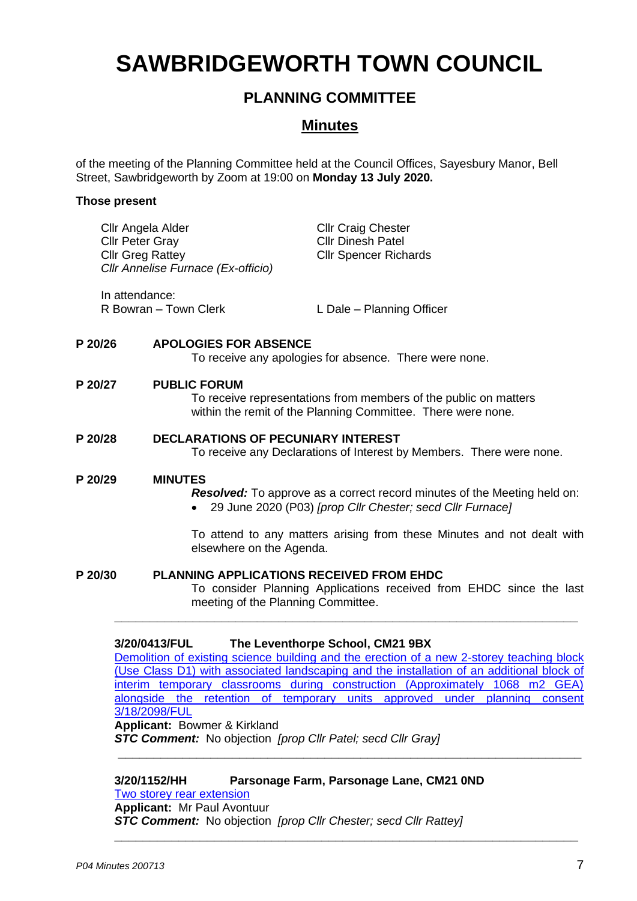# SAWBRIDGEWORTH TOWN COUNCIL

## PLANNING COMMITTEE

## Minutes

of the meeting of the Planning Committee held at the Council Offices, Sayesbury Manor, Bell Street, Sawbridgeworth by Zoom at 19:00 on **Monday 13 July 2020.**

**Those present**

Cllr Angela Alder
Cllr Peter Gray
Cllr Greg Rattey
*Cllr Annelise Furnace (Ex-officio)*

Cllr Craig Chester
Cllr Dinesh Patel
Cllr Spencer Richards

In attendance:
R Bowran – Town Clerk
L Dale – Planning Officer

**P 20/26 APOLOGIES FOR ABSENCE**

To receive any apologies for absence. There were none.

**P 20/27 PUBLIC FORUM**

To receive representations from members of the public on matters within the remit of the Planning Committee. There were none.

**P 20/28 DECLARATIONS OF PECUNIARY INTEREST**

To receive any Declarations of Interest by Members. There were none.

**P 20/29 MINUTES**

***Resolved:*** To approve as a correct record minutes of the Meeting held on:

- 29 June 2020 (P03) *[prop Cllr Chester; secd Cllr Furnace]*

To attend to any matters arising from these Minutes and not dealt with elsewhere on the Agenda.

**P 20/30 PLANNING APPLICATIONS RECEIVED FROM EHDC**

To consider Planning Applications received from EHDC since the last meeting of the Planning Committee.

---

**3/20/0413/FUL The Leventhorpe School, CM21 9BX**

Demolition of existing science building and the erection of a new 2-storey teaching block (Use Class D1) with associated landscaping and the installation of an additional block of interim temporary classrooms during construction (Approximately 1068 m2 GEA) alongside the retention of temporary units approved under planning consent 3/18/2098/FUL

**Applicant:** Bowmer & Kirkland

***STC Comment:*** No objection *[prop Cllr Patel; secd Cllr Gray]*

---

**3/20/1152/HH Parsonage Farm, Parsonage Lane, CM21 0ND**

Two storey rear extension

**Applicant:** Mr Paul Avontuur

***STC Comment:*** No objection *[prop Cllr Chester; secd Cllr Rattey]*

---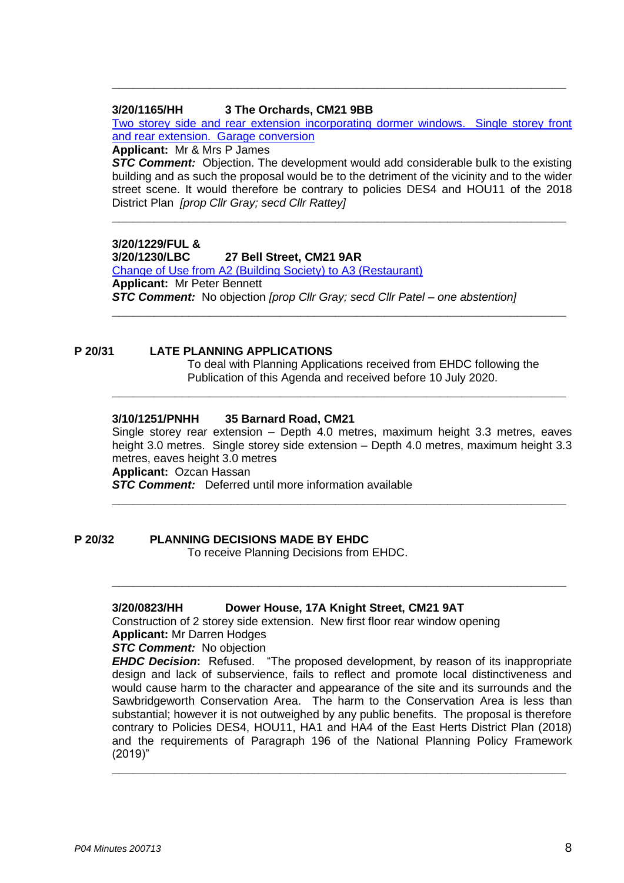---

**3/20/1165/HH 3 The Orchards, CM21 9BB**

Two storey side and rear extension incorporating dormer windows. Single storey front and rear extension. Garage conversion

**Applicant:** Mr & Mrs P James

***STC Comment:*** Objection. The development would add considerable bulk to the existing building and as such the proposal would be to the detriment of the vicinity and to the wider street scene. It would therefore be contrary to policies DES4 and HOU11 of the 2018 District Plan *[prop Cllr Gray; secd Cllr Rattey]*

---

**3/20/1229/FUL &**
**3/20/1230/LBC 27 Bell Street, CM21 9AR**

Change of Use from A2 (Building Society) to A3 (Restaurant)

**Applicant:** Mr Peter Bennett

***STC Comment:*** No objection *[prop Cllr Gray; secd Cllr Patel – one abstention]*

---

**P 20/31 LATE PLANNING APPLICATIONS**

To deal with Planning Applications received from EHDC following the Publication of this Agenda and received before 10 July 2020.

---

**3/10/1251/PNHH 35 Barnard Road, CM21**

Single storey rear extension – Depth 4.0 metres, maximum height 3.3 metres, eaves height 3.0 metres. Single storey side extension – Depth 4.0 metres, maximum height 3.3 metres, eaves height 3.0 metres

**Applicant:** Ozcan Hassan

***STC Comment:*** Deferred until more information available

---

**P 20/32 PLANNING DECISIONS MADE BY EHDC**

To receive Planning Decisions from EHDC.

---

**3/20/0823/HH Dower House, 17A Knight Street, CM21 9AT**

Construction of 2 storey side extension. New first floor rear window opening

**Applicant:** Mr Darren Hodges

***STC Comment:*** No objection

***EHDC Decision*:** Refused. "The proposed development, by reason of its inappropriate design and lack of subservience, fails to reflect and promote local distinctiveness and would cause harm to the character and appearance of the site and its surrounds and the Sawbridgeworth Conservation Area. The harm to the Conservation Area is less than substantial; however it is not outweighed by any public benefits. The proposal is therefore contrary to Policies DES4, HOU11, HA1 and HA4 of the East Herts District Plan (2018) and the requirements of Paragraph 196 of the National Planning Policy Framework (2019)"

---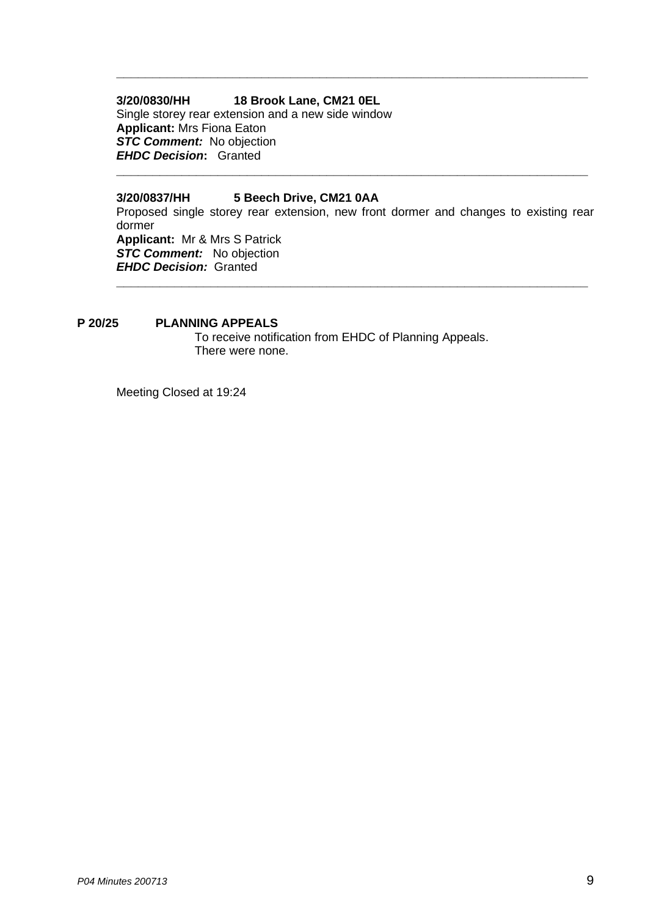---

**3/20/0830/HH 18 Brook Lane, CM21 0EL**
Single storey rear extension and a new side window
**Applicant:** Mrs Fiona Eaton
***STC Comment:*** No objection
***EHDC Decision*:** Granted

---

**3/20/0837/HH 5 Beech Drive, CM21 0AA**
Proposed single storey rear extension, new front dormer and changes to existing rear dormer
**Applicant:** Mr & Mrs S Patrick
***STC Comment:*** No objection
***EHDC Decision:*** Granted

---

**P 20/25 PLANNING APPEALS**

To receive notification from EHDC of Planning Appeals.
There were none.

Meeting Closed at 19:24